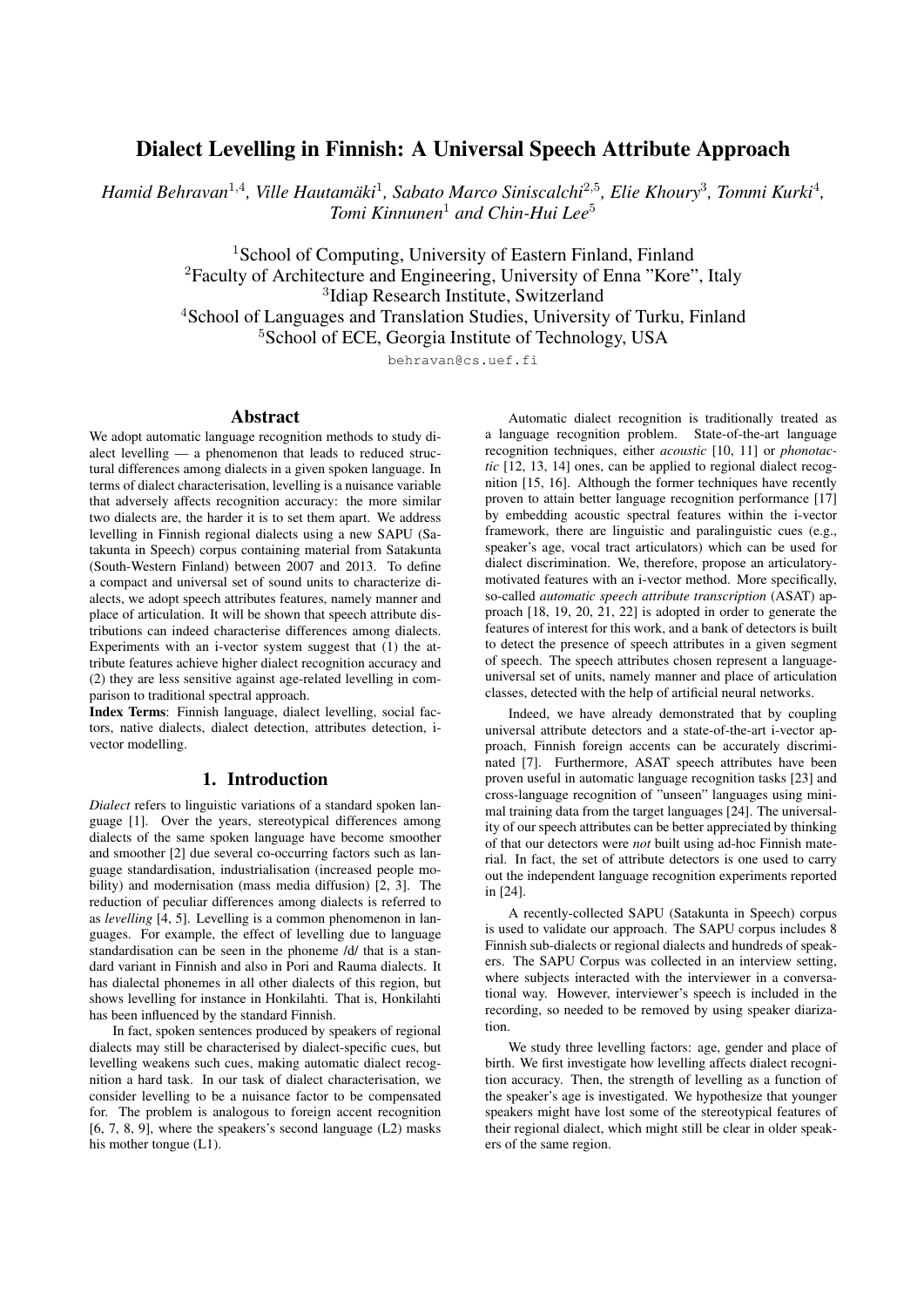# Dialect Levelling in Finnish: A Universal Speech Attribute Approach

*Hamid Behravan*[1,4], *Ville Hautamäki*[1], *Sabato Marco Siniscalchi*[2,5], *Elie Khoury*[3], *Tommi Kurki*[4], *Tomi Kinnunen*[1] *and Chin-Hui Lee*[5]

[1]School of Computing, University of Eastern Finland, Finland
[2]Faculty of Architecture and Engineering, University of Enna "Kore", Italy
[3]Idiap Research Institute, Switzerland
[4]School of Languages and Translation Studies, University of Turku, Finland
[5]School of ECE, Georgia Institute of Technology, USA

behravan@cs.uef.fi

## Abstract

We adopt automatic language recognition methods to study dialect levelling — a phenomenon that leads to reduced structural differences among dialects in a given spoken language. In terms of dialect characterisation, levelling is a nuisance variable that adversely affects recognition accuracy: the more similar two dialects are, the harder it is to set them apart. We address levelling in Finnish regional dialects using a new SAPU (Satakunta in Speech) corpus containing material from Satakunta (South-Western Finland) between 2007 and 2013. To define a compact and universal set of sound units to characterize dialects, we adopt speech attributes features, namely manner and place of articulation. It will be shown that speech attribute distributions can indeed characterise differences among dialects. Experiments with an i-vector system suggest that (1) the attribute features achieve higher dialect recognition accuracy and (2) they are less sensitive against age-related levelling in comparison to traditional spectral approach.

**Index Terms**: Finnish language, dialect levelling, social factors, native dialects, dialect detection, attributes detection, i-vector modelling.

## 1. Introduction

*Dialect* refers to linguistic variations of a standard spoken language [1]. Over the years, stereotypical differences among dialects of the same spoken language have become smoother and smoother [2] due several co-occurring factors such as language standardisation, industrialisation (increased people mobility) and modernisation (mass media diffusion) [2, 3]. The reduction of peculiar differences among dialects is referred to as *levelling* [4, 5]. Levelling is a common phenomenon in languages. For example, the effect of levelling due to language standardisation can be seen in the phoneme /d/ that is a standard variant in Finnish and also in Pori and Rauma dialects. It has dialectal phonemes in all other dialects of this region, but shows levelling for instance in Honkilahti. That is, Honkilahti has been influenced by the standard Finnish.

In fact, spoken sentences produced by speakers of regional dialects may still be characterised by dialect-specific cues, but levelling weakens such cues, making automatic dialect recognition a hard task. In our task of dialect characterisation, we consider levelling to be a nuisance factor to be compensated for. The problem is analogous to foreign accent recognition [6, 7, 8, 9], where the speakers's second language (L2) masks his mother tongue (L1).

Automatic dialect recognition is traditionally treated as a language recognition problem. State-of-the-art language recognition techniques, either *acoustic* [10, 11] or *phonotactic* [12, 13, 14] ones, can be applied to regional dialect recognition [15, 16]. Although the former techniques have recently proven to attain better language recognition performance [17] by embedding acoustic spectral features within the i-vector framework, there are linguistic and paralinguistic cues (e.g., speaker's age, vocal tract articulators) which can be used for dialect discrimination. We, therefore, propose an articulatory-motivated features with an i-vector method. More specifically, so-called *automatic speech attribute transcription* (ASAT) approach [18, 19, 20, 21, 22] is adopted in order to generate the features of interest for this work, and a bank of detectors is built to detect the presence of speech attributes in a given segment of speech. The speech attributes chosen represent a language-universal set of units, namely manner and place of articulation classes, detected with the help of artificial neural networks.

Indeed, we have already demonstrated that by coupling universal attribute detectors and a state-of-the-art i-vector approach, Finnish foreign accents can be accurately discriminated [7]. Furthermore, ASAT speech attributes have been proven useful in automatic language recognition tasks [23] and cross-language recognition of "unseen" languages using minimal training data from the target languages [24]. The universality of our speech attributes can be better appreciated by thinking of that our detectors were *not* built using ad-hoc Finnish material. In fact, the set of attribute detectors is one used to carry out the independent language recognition experiments reported in [24].

A recently-collected SAPU (Satakunta in Speech) corpus is used to validate our approach. The SAPU corpus includes 8 Finnish sub-dialects or regional dialects and hundreds of speakers. The SAPU Corpus was collected in an interview setting, where subjects interacted with the interviewer in a conversational way. However, interviewer's speech is included in the recording, so needed to be removed by using speaker diarization.

We study three levelling factors: age, gender and place of birth. We first investigate how levelling affects dialect recognition accuracy. Then, the strength of levelling as a function of the speaker's age is investigated. We hypothesize that younger speakers might have lost some of the stereotypical features of their regional dialect, which might still be clear in older speakers of the same region.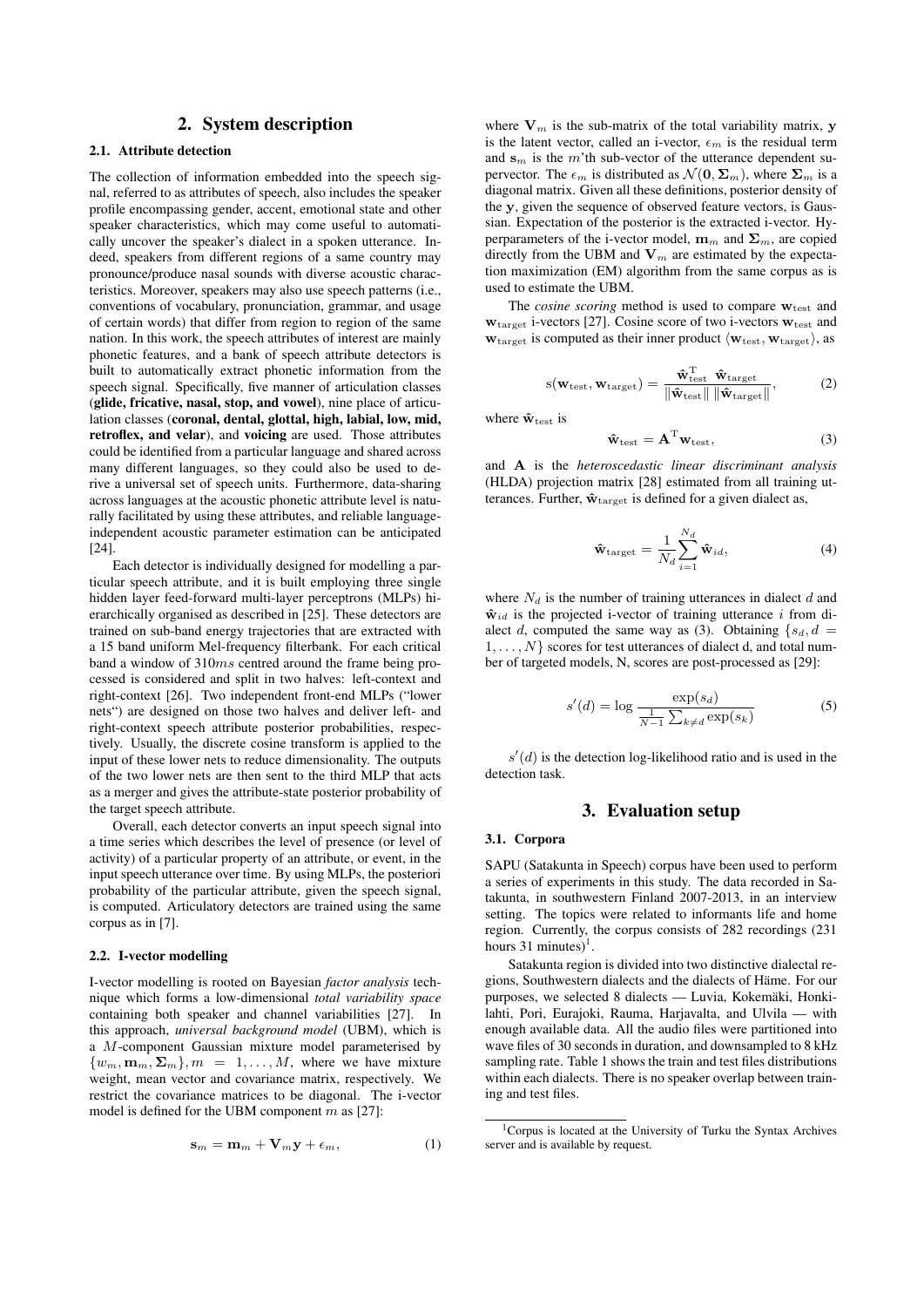## 2. System description

### 2.1. Attribute detection

The collection of information embedded into the speech signal, referred to as attributes of speech, also includes the speaker profile encompassing gender, accent, emotional state and other speaker characteristics, which may come useful to automatically uncover the speaker's dialect in a spoken utterance. Indeed, speakers from different regions of a same country may pronounce/produce nasal sounds with diverse acoustic characteristics. Moreover, speakers may also use speech patterns (i.e., conventions of vocabulary, pronunciation, grammar, and usage of certain words) that differ from region to region of the same nation. In this work, the speech attributes of interest are mainly phonetic features, and a bank of speech attribute detectors is built to automatically extract phonetic information from the speech signal. Specifically, five manner of articulation classes (**glide, fricative, nasal, stop, and vowel**), nine place of articulation classes (**coronal, dental, glottal, high, labial, low, mid, retroflex, and velar**), and **voicing** are used. Those attributes could be identified from a particular language and shared across many different languages, so they could also be used to derive a universal set of speech units. Furthermore, data-sharing across languages at the acoustic phonetic attribute level is naturally facilitated by using these attributes, and reliable language-independent acoustic parameter estimation can be anticipated [24].

Each detector is individually designed for modelling a particular speech attribute, and it is built employing three single hidden layer feed-forward multi-layer perceptrons (MLPs) hierarchically organised as described in [25]. These detectors are trained on sub-band energy trajectories that are extracted with a 15 band uniform Mel-frequency filterbank. For each critical band a window of $310ms$ centred around the frame being processed is considered and split in two halves: left-context and right-context [26]. Two independent front-end MLPs ("lower nets") are designed on those two halves and deliver left- and right-context speech attribute posterior probabilities, respectively. Usually, the discrete cosine transform is applied to the input of these lower nets to reduce dimensionality. The outputs of the two lower nets are then sent to the third MLP that acts as a merger and gives the attribute-state posterior probability of the target speech attribute.

Overall, each detector converts an input speech signal into a time series which describes the level of presence (or level of activity) of a particular property of an attribute, or event, in the input speech utterance over time. By using MLPs, the posteriori probability of the particular attribute, given the speech signal, is computed. Articulatory detectors are trained using the same corpus as in [7].

### 2.2. I-vector modelling

I-vector modelling is rooted on Bayesian *factor analysis* technique which forms a low-dimensional *total variability space* containing both speaker and channel variabilities [27]. In this approach, *universal background model* (UBM), which is a $M$-component Gaussian mixture model parameterised by $\{w_m, \mathbf{m}_m, \mathbf{\Sigma}_m\}, m = 1, \ldots, M$, where we have mixture weight, mean vector and covariance matrix, respectively. We restrict the covariance matrices to be diagonal. The i-vector model is defined for the UBM component $m$ as [27]:

$$\mathbf{s}_m = \mathbf{m}_m + \mathbf{V}_m \mathbf{y} + \epsilon_m, \tag{1}$$

where $\mathbf{V}_m$ is the sub-matrix of the total variability matrix, $\mathbf{y}$ is the latent vector, called an i-vector, $\epsilon_m$ is the residual term and $\mathbf{s}_m$ is the $m$'th sub-vector of the utterance dependent supervector. The $\epsilon_m$ is distributed as $\mathcal{N}(\mathbf{0}, \mathbf{\Sigma}_m)$, where $\mathbf{\Sigma}_m$ is a diagonal matrix. Given all these definitions, posterior density of the $\mathbf{y}$, given the sequence of observed feature vectors, is Gaussian. Expectation of the posterior is the extracted i-vector. Hyperparameters of the i-vector model, $\mathbf{m}_m$ and $\mathbf{\Sigma}_m$, are copied directly from the UBM and $\mathbf{V}_m$ are estimated by the expectation maximization (EM) algorithm from the same corpus as is used to estimate the UBM.

The *cosine scoring* method is used to compare $\mathbf{w}_{\text{test}}$ and $\mathbf{w}_{\text{target}}$ i-vectors [27]. Cosine score of two i-vectors $\mathbf{w}_{\text{test}}$ and $\mathbf{w}_{\text{target}}$ is computed as their inner product $\langle \mathbf{w}_{\text{test}}, \mathbf{w}_{\text{target}} \rangle$, as

$$\text{s}(\mathbf{w}_{\text{test}}, \mathbf{w}_{\text{target}}) = \frac{\hat{\mathbf{w}}_{\text{test}}^{\text{T}} \ \hat{\mathbf{w}}_{\text{target}}}{\|\hat{\mathbf{w}}_{\text{test}}\| \ \|\hat{\mathbf{w}}_{\text{target}}\|}, \tag{2}$$

where $\hat{\mathbf{w}}_{\text{test}}$ is

$$\hat{\mathbf{w}}_{\text{test}} = \mathbf{A}^{\text{T}} \mathbf{w}_{\text{test}}, \tag{3}$$

and $\mathbf{A}$ is the *heteroscedastic linear discriminant analysis* (HLDA) projection matrix [28] estimated from all training utterances. Further, $\hat{\mathbf{w}}_{\text{target}}$ is defined for a given dialect as,

$$\hat{\mathbf{w}}_{\text{target}} = \frac{1}{N_d} \sum_{i=1}^{N_d} \hat{\mathbf{w}}_{id}, \tag{4}$$

where $N_d$ is the number of training utterances in dialect $d$ and $\hat{\mathbf{w}}_{id}$ is the projected i-vector of training utterance $i$ from dialect $d$, computed the same way as (3). Obtaining $\{s_d, d = 1, \ldots, N\}$ scores for test utterances of dialect d, and total number of targeted models, N, scores are post-processed as [29]:

$$s'(d) = \log \frac{\exp(s_d)}{\frac{1}{N-1} \sum_{k \neq d} \exp(s_k)} \tag{5}$$

$s'(d)$ is the detection log-likelihood ratio and is used in the detection task.

## 3. Evaluation setup

### 3.1. Corpora

SAPU (Satakunta in Speech) corpus have been used to perform a series of experiments in this study. The data recorded in Satakunta, in southwestern Finland 2007-2013, in an interview setting. The topics were related to informants life and home region. Currently, the corpus consists of 282 recordings (231 hours 31 minutes)[1].

Satakunta region is divided into two distinctive dialectal regions, Southwestern dialects and the dialects of Häme. For our purposes, we selected 8 dialects — Luvia, Kokemäki, Honkilahti, Pori, Eurajoki, Rauma, Harjavalta, and Ulvila — with enough available data. All the audio files were partitioned into wave files of 30 seconds in duration, and downsampled to 8 kHz sampling rate. Table 1 shows the train and test files distributions within each dialects. There is no speaker overlap between training and test files.

[1] Corpus is located at the University of Turku the Syntax Archives server and is available by request.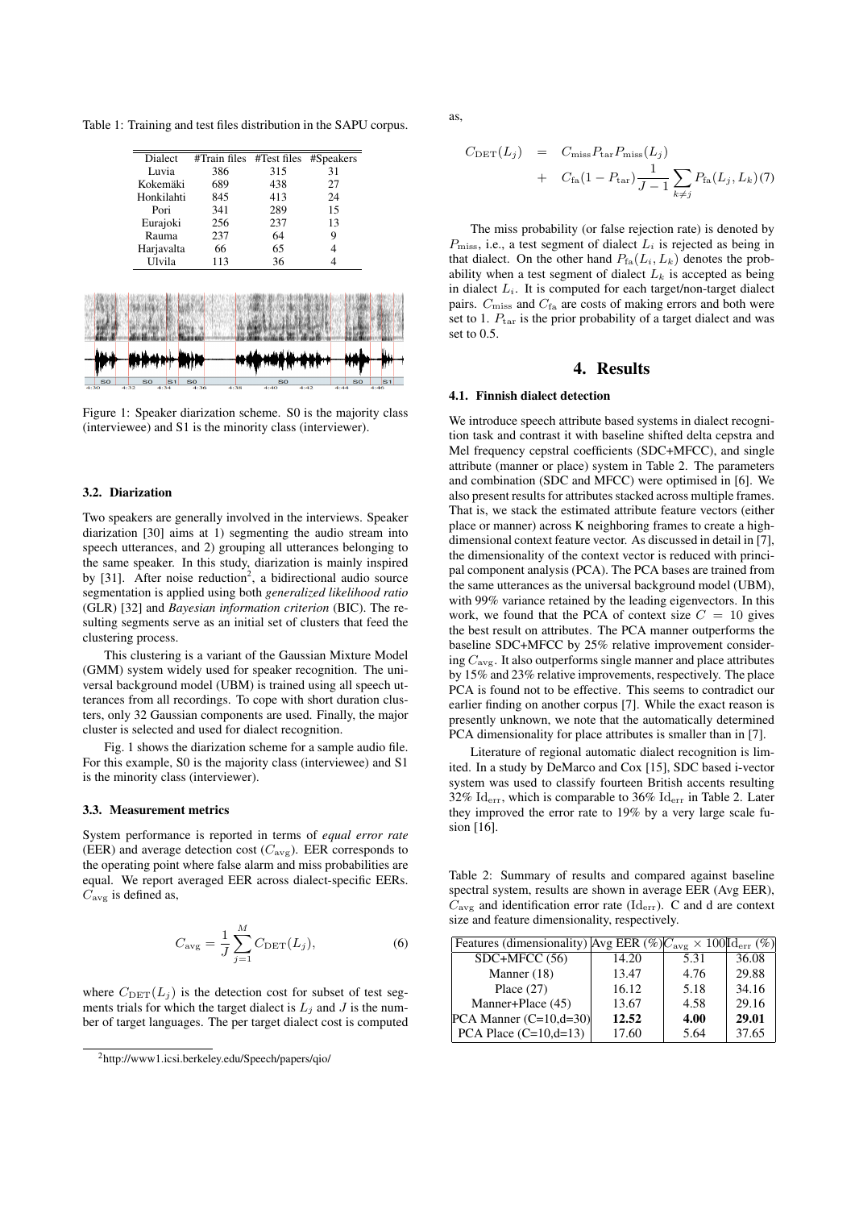Table 1: Training and test files distribution in the SAPU corpus.

| Dialect | #Train files | #Test files | #Speakers |
|---|---|---|---|
| Luvia | 386 | 315 | 31 |
| Kokemäki | 689 | 438 | 27 |
| Honkilahti | 845 | 413 | 24 |
| Pori | 341 | 289 | 15 |
| Eurajoki | 256 | 237 | 13 |
| Rauma | 237 | 64 | 9 |
| Harjavalta | 66 | 65 | 4 |
| Ulvila | 113 | 36 | 4 |

Figure 1: Speaker diarization scheme. S0 is the majority class (interviewee) and S1 is the minority class (interviewer).

### 3.2. Diarization

Two speakers are generally involved in the interviews. Speaker diarization [30] aims at 1) segmenting the audio stream into speech utterances, and 2) grouping all utterances belonging to the same speaker. In this study, diarization is mainly inspired by [31]. After noise reduction[2], a bidirectional audio source segmentation is applied using both *generalized likelihood ratio* (GLR) [32] and *Bayesian information criterion* (BIC). The resulting segments serve as an initial set of clusters that feed the clustering process.

This clustering is a variant of the Gaussian Mixture Model (GMM) system widely used for speaker recognition. The universal background model (UBM) is trained using all speech utterances from all recordings. To cope with short duration clusters, only 32 Gaussian components are used. Finally, the major cluster is selected and used for dialect recognition.

Fig. 1 shows the diarization scheme for a sample audio file. For this example, S0 is the majority class (interviewee) and S1 is the minority class (interviewer).

### 3.3. Measurement metrics

System performance is reported in terms of *equal error rate* (EER) and average detection cost ($C_{\text{avg}}$). EER corresponds to the operating point where false alarm and miss probabilities are equal. We report averaged EER across dialect-specific EERs. $C_{\text{avg}}$ is defined as,

$$C_{\text{avg}} = \frac{1}{J} \sum_{j=1}^{M} C_{\text{DET}}(L_j), \tag{6}$$

where $C_{\text{DET}}(L_j)$ is the detection cost for subset of test segments trials for which the target dialect is $L_j$ and $J$ is the number of target languages. The per target dialect cost is computed as,

$$\begin{aligned} C_{\text{DET}}(L_j) &= C_{\text{miss}} P_{\text{tar}} P_{\text{miss}}(L_j) \\ &+ C_{\text{fa}}(1 - P_{\text{tar}}) \frac{1}{J-1} \sum_{k \neq j} P_{\text{fa}}(L_j, L_k) \end{aligned} \tag{7}$$

The miss probability (or false rejection rate) is denoted by $P_{\text{miss}}$, i.e., a test segment of dialect $L_i$ is rejected as being in that dialect. On the other hand $P_{\text{fa}}(L_i, L_k)$ denotes the probability when a test segment of dialect $L_k$ is accepted as being in dialect $L_i$. It is computed for each target/non-target dialect pairs. $C_{\text{miss}}$ and $C_{\text{fa}}$ are costs of making errors and both were set to 1. $P_{\text{tar}}$ is the prior probability of a target dialect and was set to 0.5.

## 4. Results

### 4.1. Finnish dialect detection

We introduce speech attribute based systems in dialect recognition task and contrast it with baseline shifted delta cepstra and Mel frequency cepstral coefficients (SDC+MFCC), and single attribute (manner or place) system in Table 2. The parameters and combination (SDC and MFCC) were optimised in [6]. We also present results for attributes stacked across multiple frames. That is, we stack the estimated attribute feature vectors (either place or manner) across K neighboring frames to create a high-dimensional context feature vector. As discussed in detail in [7], the dimensionality of the context vector is reduced with principal component analysis (PCA). The PCA bases are trained from the same utterances as the universal background model (UBM), with 99% variance retained by the leading eigenvectors. In this work, we found that the PCA of context size $C = 10$ gives the best result on attributes. The PCA manner outperforms the baseline SDC+MFCC by 25% relative improvement considering $C_{\text{avg}}$. It also outperforms single manner and place attributes by 15% and 23% relative improvements, respectively. The place PCA is found not to be effective. This seems to contradict our earlier finding on another corpus [7]. While the exact reason is presently unknown, we note that the automatically determined PCA dimensionality for place attributes is smaller than in [7].

Literature of regional automatic dialect recognition is limited. In a study by DeMarco and Cox [15], SDC based i-vector system was used to classify fourteen British accents resulting 32% $\text{Id}_{\text{err}}$, which is comparable to 36% $\text{Id}_{\text{err}}$ in Table 2. Later they improved the error rate to 19% by a very large scale fusion [16].

Table 2: Summary of results and compared against baseline spectral system, results are shown in average EER (Avg EER), $C_{\text{avg}}$ and identification error rate ($\text{Id}_{\text{err}}$). C and d are context size and feature dimensionality, respectively.

| Features (dimensionality) | Avg EER (%) | $C_{\text{avg}} \times 100$ | $\text{Id}_{\text{err}}$ (%) |
|---|---|---|---|
| SDC+MFCC (56) | 14.20 | 5.31 | 36.08 |
| Manner (18) | 13.47 | 4.76 | 29.88 |
| Place (27) | 16.12 | 5.18 | 34.16 |
| Manner+Place (45) | 13.67 | 4.58 | 29.16 |
| PCA Manner (C=10,d=30) | **12.52** | **4.00** | **29.01** |
| PCA Place (C=10,d=13) | 17.60 | 5.64 | 37.65 |

[2] http://www1.icsi.berkeley.edu/Speech/papers/qio/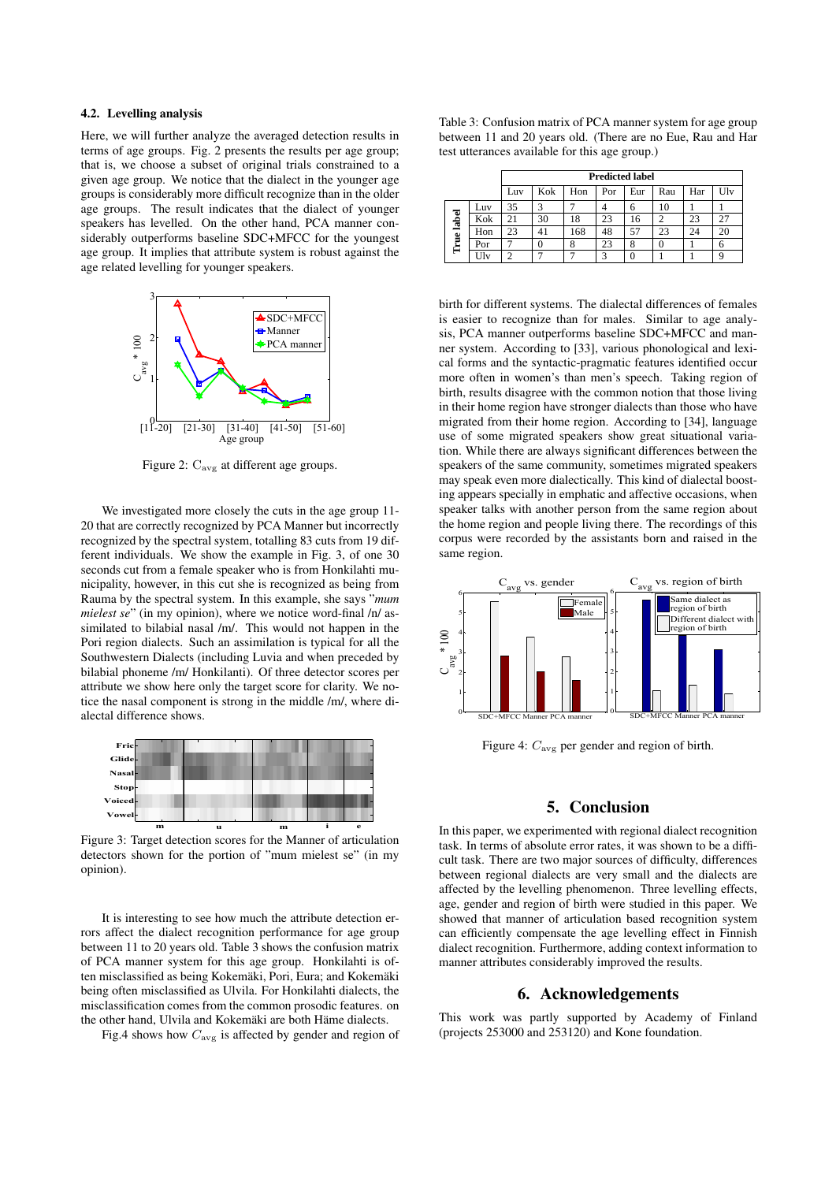### 4.2. Levelling analysis

Here, we will further analyze the averaged detection results in terms of age groups. Fig. 2 presents the results per age group; that is, we choose a subset of original trials constrained to a given age group. We notice that the dialect of younger age groups is considerably more difficult recognize than in the older age groups. The result indicates that the dialect of younger speakers has levelled. On the other hand, PCA manner considerably outperforms baseline SDC+MFCC for the youngest age group. It implies that attribute system is robust against the age related levelling for younger speakers.

Figure 2: $C_{avg}$ at different age groups.

We investigated more closely the cuts in the age group 11-20 that are correctly recognized by PCA Manner but incorrectly recognized by the spectral system, totalling 83 cuts from 19 different individuals. We show the example in Fig. 3, of one 30 seconds cut from a female speaker who is from Honkilahti municipality, however, in this cut she is recognized as being from Rauma by the spectral system. In this example, she says "*mum mielest se*" (in my opinion), where we notice word-final /n/ assimilated to bilabial nasal /m/. This would not happen in the Pori region dialects. Such an assimilation is typical for all the Southwestern Dialects (including Luvia and when preceded by bilabial phoneme /m/ Honkilanti). Of three detector scores per attribute we show here only the target score for clarity. We notice the nasal component is strong in the middle /m/, where dialectal difference shows.

Figure 3: Target detection scores for the Manner of articulation detectors shown for the portion of "mum mielest se" (in my opinion).

It is interesting to see how much the attribute detection errors affect the dialect recognition performance for age group between 11 to 20 years old. Table 3 shows the confusion matrix of PCA manner system for this age group. Honkilahti is often misclassified as being Kokemäki, Pori, Eura; and Kokemäki being often misclassified as Ulvila. For Honkilahti dialects, the misclassification comes from the common prosodic features. on the other hand, Ulvila and Kokemäki are both Häme dialects.

Fig.4 shows how $C_{avg}$ is affected by gender and region of birth for different systems. The dialectal differences of females is easier to recognize than for males. Similar to age analysis, PCA manner outperforms baseline SDC+MFCC and manner system. According to [33], various phonological and lexical forms and the syntactic-pragmatic features identified occur more often in women's than men's speech. Taking region of birth, results disagree with the common notion that those living in their home region have stronger dialects than those who have migrated from their home region. According to [34], language use of some migrated speakers show great situational variation. While there are always significant differences between the speakers of the same community, sometimes migrated speakers may speak even more dialectically. This kind of dialectal boosting appears specially in emphatic and affective occasions, when speaker talks with another person from the same region about the home region and people living there. The recordings of this corpus were recorded by the assistants born and raised in the same region.

Table 3: Confusion matrix of PCA manner system for age group between 11 and 20 years old. (There are no Eue, Rau and Har test utterances available for this age group.)

| True label \ Predicted label | Luv | Kok | Hon | Por | Eur | Rau | Har | Ulv |
|---|---|---|---|---|---|---|---|---|
| Luv | 35 | 3 | 7 | 4 | 6 | 10 | 1 | 1 |
| Kok | 21 | 30 | 18 | 23 | 16 | 2 | 23 | 27 |
| Hon | 23 | 41 | 168 | 48 | 57 | 23 | 24 | 20 |
| Por | 7 | 0 | 8 | 23 | 8 | 0 | 1 | 6 |
| Ulv | 2 | 7 | 7 | 3 | 0 | 1 | 1 | 9 |

Figure 4: $C_{avg}$ per gender and region of birth.

## 5. Conclusion

In this paper, we experimented with regional dialect recognition task. In terms of absolute error rates, it was shown to be a difficult task. There are two major sources of difficulty, differences between regional dialects are very small and the dialects are affected by the levelling phenomenon. Three levelling effects, age, gender and region of birth were studied in this paper. We showed that manner of articulation based recognition system can efficiently compensate the age levelling effect in Finnish dialect recognition. Furthermore, adding context information to manner attributes considerably improved the results.

## 6. Acknowledgements

This work was partly supported by Academy of Finland (projects 253000 and 253120) and Kone foundation.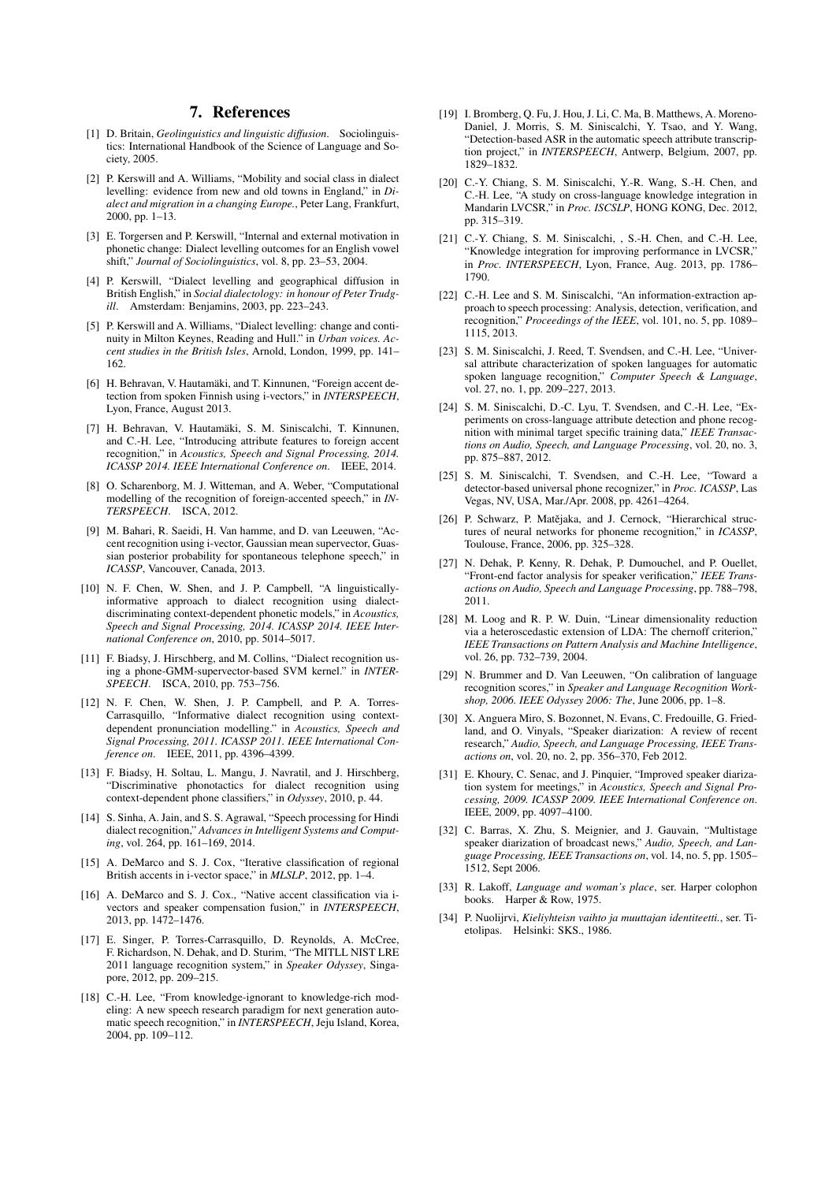## 7. References

[1] D. Britain, *Geolinguistics and linguistic diffusion*. Sociolinguistics: International Handbook of the Science of Language and Society, 2005.

[2] P. Kerswill and A. Williams, "Mobility and social class in dialect levelling: evidence from new and old towns in England," in *Dialect and migration in a changing Europe.*, Peter Lang, Frankfurt, 2000, pp. 1–13.

[3] E. Torgersen and P. Kerswill, "Internal and external motivation in phonetic change: Dialect levelling outcomes for an English vowel shift," *Journal of Sociolinguistics*, vol. 8, pp. 23–53, 2004.

[4] P. Kerswill, "Dialect levelling and geographical diffusion in British English," in *Social dialectology: in honour of Peter Trudgill*. Amsterdam: Benjamins, 2003, pp. 223–243.

[5] P. Kerswill and A. Williams, "Dialect levelling: change and continuity in Milton Keynes, Reading and Hull." in *Urban voices. Accent studies in the British Isles*, Arnold, London, 1999, pp. 141–162.

[6] H. Behravan, V. Hautamäki, and T. Kinnunen, "Foreign accent detection from spoken Finnish using i-vectors," in *INTERSPEECH*, Lyon, France, August 2013.

[7] H. Behravan, V. Hautamäki, S. M. Siniscalchi, T. Kinnunen, and C.-H. Lee, "Introducing attribute features to foreign accent recognition," in *Acoustics, Speech and Signal Processing, 2014. ICASSP 2014. IEEE International Conference on*. IEEE, 2014.

[8] O. Scharenborg, M. J. Witteman, and A. Weber, "Computational modelling of the recognition of foreign-accented speech," in *INTERSPEECH*. ISCA, 2012.

[9] M. Bahari, R. Saeidi, H. Van hamme, and D. van Leeuwen, "Accent recognition using i-vector, Gaussian mean supervector, Guassian posterior probability for spontaneous telephone speech," in *ICASSP*, Vancouver, Canada, 2013.

[10] N. F. Chen, W. Shen, and J. P. Campbell, "A linguistically-informative approach to dialect recognition using dialect-discriminating context-dependent phonetic models," in *Acoustics, Speech and Signal Processing, 2014. ICASSP 2014. IEEE International Conference on*, 2010, pp. 5014–5017.

[11] F. Biadsy, J. Hirschberg, and M. Collins, "Dialect recognition using a phone-GMM-supervector-based SVM kernel." in *INTERSPEECH*. ISCA, 2010, pp. 753–756.

[12] N. F. Chen, W. Shen, J. P. Campbell, and P. A. Torres-Carrasquillo, "Informative dialect recognition using context-dependent pronunciation modelling." in *Acoustics, Speech and Signal Processing, 2011. ICASSP 2011. IEEE International Conference on*. IEEE, 2011, pp. 4396–4399.

[13] F. Biadsy, H. Soltau, L. Mangu, J. Navratil, and J. Hirschberg, "Discriminative phonotactics for dialect recognition using context-dependent phone classifiers," in *Odyssey*, 2010, p. 44.

[14] S. Sinha, A. Jain, and S. S. Agrawal, "Speech processing for Hindi dialect recognition," *Advances in Intelligent Systems and Computing*, vol. 264, pp. 161–169, 2014.

[15] A. DeMarco and S. J. Cox, "Iterative classification of regional British accents in i-vector space," in *MLSLP*, 2012, pp. 1–4.

[16] A. DeMarco and S. J. Cox., "Native accent classification via i-vectors and speaker compensation fusion," in *INTERSPEECH*, 2013, pp. 1472–1476.

[17] E. Singer, P. Torres-Carrasquillo, D. Reynolds, A. McCree, F. Richardson, N. Dehak, and D. Sturim, "The MITLL NIST LRE 2011 language recognition system," in *Speaker Odyssey*, Singapore, 2012, pp. 209–215.

[18] C.-H. Lee, "From knowledge-ignorant to knowledge-rich modeling: A new speech research paradigm for next generation automatic speech recognition," in *INTERSPEECH*, Jeju Island, Korea, 2004, pp. 109–112.

[19] I. Bromberg, Q. Fu, J. Hou, J. Li, C. Ma, B. Matthews, A. Moreno-Daniel, J. Morris, S. M. Siniscalchi, Y. Tsao, and Y. Wang, "Detection-based ASR in the automatic speech attribute transcription project," in *INTERSPEECH*, Antwerp, Belgium, 2007, pp. 1829–1832.

[20] C.-Y. Chiang, S. M. Siniscalchi, Y.-R. Wang, S.-H. Chen, and C.-H. Lee, "A study on cross-language knowledge integration in Mandarin LVCSR," in *Proc. ISCSLP*, HONG KONG, Dec. 2012, pp. 315–319.

[21] C.-Y. Chiang, S. M. Siniscalchi, , S.-H. Chen, and C.-H. Lee, "Knowledge integration for improving performance in LVCSR," in *Proc. INTERSPEECH*, Lyon, France, Aug. 2013, pp. 1786–1790.

[22] C.-H. Lee and S. M. Siniscalchi, "An information-extraction approach to speech processing: Analysis, detection, verification, and recognition," *Proceedings of the IEEE*, vol. 101, no. 5, pp. 1089–1115, 2013.

[23] S. M. Siniscalchi, J. Reed, T. Svendsen, and C.-H. Lee, "Universal attribute characterization of spoken languages for automatic spoken language recognition," *Computer Speech & Language*, vol. 27, no. 1, pp. 209–227, 2013.

[24] S. M. Siniscalchi, D.-C. Lyu, T. Svendsen, and C.-H. Lee, "Experiments on cross-language attribute detection and phone recognition with minimal target specific training data," *IEEE Transactions on Audio, Speech, and Language Processing*, vol. 20, no. 3, pp. 875–887, 2012.

[25] S. M. Siniscalchi, T. Svendsen, and C.-H. Lee, "Toward a detector-based universal phone recognizer," in *Proc. ICASSP*, Las Vegas, NV, USA, Mar./Apr. 2008, pp. 4261–4264.

[26] P. Schwarz, P. Matějaka, and J. Cernock, "Hierarchical structures of neural networks for phoneme recognition," in *ICASSP*, Toulouse, France, 2006, pp. 325–328.

[27] N. Dehak, P. Kenny, R. Dehak, P. Dumouchel, and P. Ouellet, "Front-end factor analysis for speaker verification," *IEEE Transactions on Audio, Speech and Language Processing*, pp. 788–798, 2011.

[28] M. Loog and R. P. W. Duin, "Linear dimensionality reduction via a heteroscedastic extension of LDA: The chernoff criterion," *IEEE Transactions on Pattern Analysis and Machine Intelligence*, vol. 26, pp. 732–739, 2004.

[29] N. Brummer and D. Van Leeuwen, "On calibration of language recognition scores," in *Speaker and Language Recognition Workshop, 2006. IEEE Odyssey 2006: The*, June 2006, pp. 1–8.

[30] X. Anguera Miro, S. Bozonnet, N. Evans, C. Fredouille, G. Friedland, and O. Vinyals, "Speaker diarization: A review of recent research," *Audio, Speech, and Language Processing, IEEE Transactions on*, vol. 20, no. 2, pp. 356–370, Feb 2012.

[31] E. Khoury, C. Senac, and J. Pinquier, "Improved speaker diarization system for meetings," in *Acoustics, Speech and Signal Processing, 2009. ICASSP 2009. IEEE International Conference on*. IEEE, 2009, pp. 4097–4100.

[32] C. Barras, X. Zhu, S. Meignier, and J. Gauvain, "Multistage speaker diarization of broadcast news," *Audio, Speech, and Language Processing, IEEE Transactions on*, vol. 14, no. 5, pp. 1505–1512, Sept 2006.

[33] R. Lakoff, *Language and woman's place*, ser. Harper colophon books. Harper & Row, 1975.

[34] P. Nuolijrvi, *Kieliyhteisn vaihto ja muuttajan identiteetti.*, ser. Tietolipas. Helsinki: SKS., 1986.